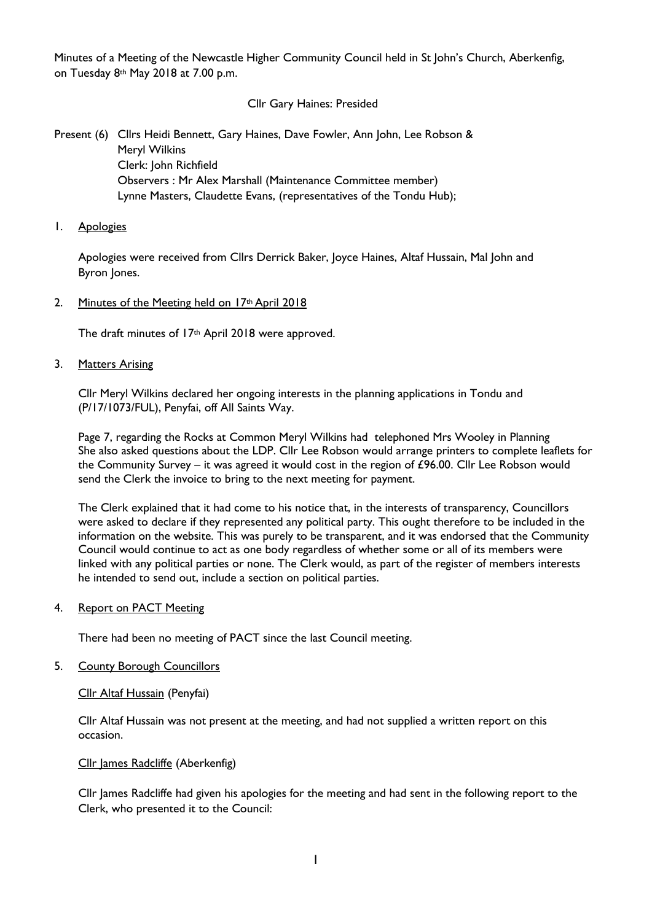Minutes of a Meeting of the Newcastle Higher Community Council held in St John's Church, Aberkenfig, on Tuesday 8th May 2018 at 7.00 p.m.

Cllr Gary Haines: Presided

Present (6) Cllrs Heidi Bennett, Gary Haines, Dave Fowler, Ann John, Lee Robson & Meryl Wilkins
Clerk: John Richfield
Observers : Mr Alex Marshall (Maintenance Committee member)
Lynne Masters, Claudette Evans, (representatives of the Tondu Hub);

1. Apologies

Apologies were received from Cllrs Derrick Baker, Joyce Haines, Altaf Hussain, Mal John and Byron Jones.

2. Minutes of the Meeting held on 17th April 2018

The draft minutes of 17th April 2018 were approved.

3. Matters Arising

Cllr Meryl Wilkins declared her ongoing interests in the planning applications in Tondu and (P/17/1073/FUL), Penyfai, off All Saints Way.

Page 7, regarding the Rocks at Common Meryl Wilkins had telephoned Mrs Wooley in Planning She also asked questions about the LDP. Cllr Lee Robson would arrange printers to complete leaflets for the Community Survey – it was agreed it would cost in the region of £96.00. Cllr Lee Robson would send the Clerk the invoice to bring to the next meeting for payment.

The Clerk explained that it had come to his notice that, in the interests of transparency, Councillors were asked to declare if they represented any political party. This ought therefore to be included in the information on the website. This was purely to be transparent, and it was endorsed that the Community Council would continue to act as one body regardless of whether some or all of its members were linked with any political parties or none. The Clerk would, as part of the register of members interests he intended to send out, include a section on political parties.

4. Report on PACT Meeting

There had been no meeting of PACT since the last Council meeting.

5. County Borough Councillors

Cllr Altaf Hussain (Penyfai)

Cllr Altaf Hussain was not present at the meeting, and had not supplied a written report on this occasion.

Cllr James Radcliffe (Aberkenfig)

Cllr James Radcliffe had given his apologies for the meeting and had sent in the following report to the Clerk, who presented it to the Council: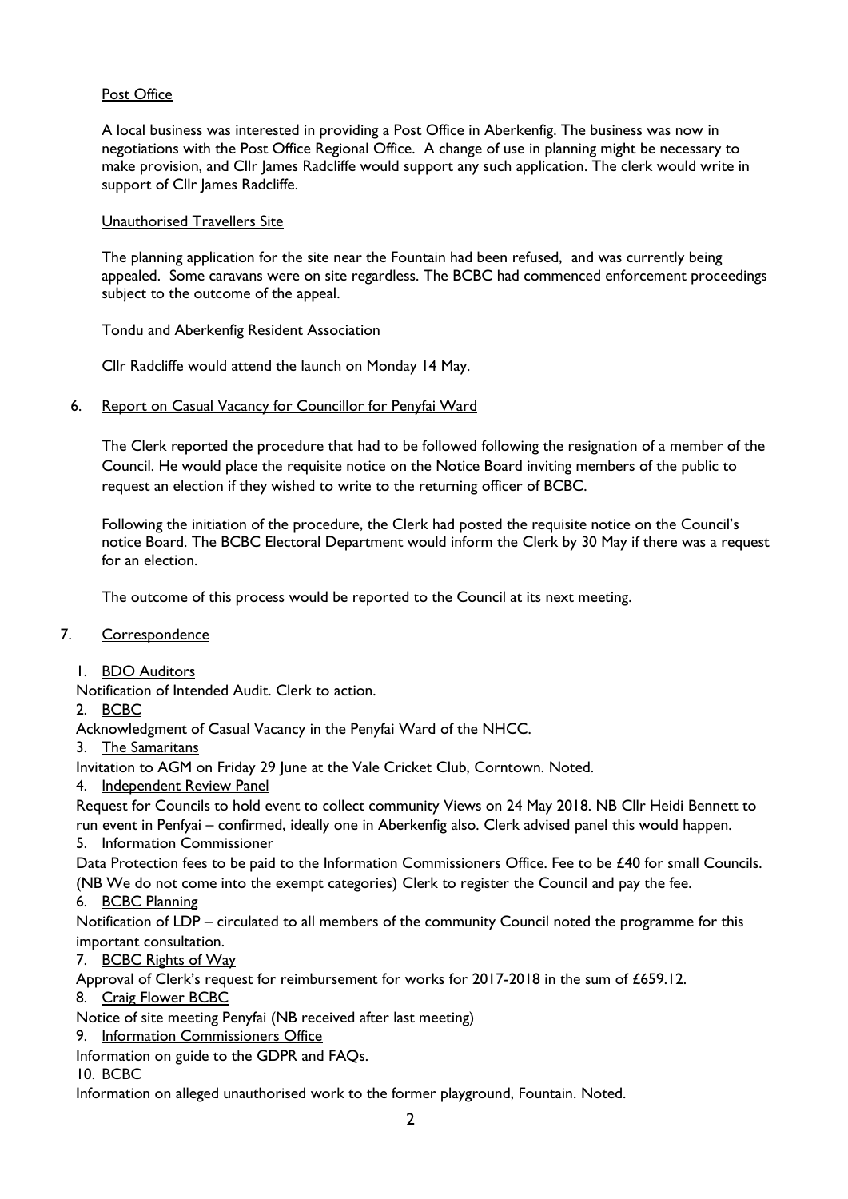Post Office

A local business was interested in providing a Post Office in Aberkenfig. The business was now in negotiations with the Post Office Regional Office. A change of use in planning might be necessary to make provision, and Cllr James Radcliffe would support any such application. The clerk would write in support of Cllr James Radcliffe.

Unauthorised Travellers Site

The planning application for the site near the Fountain had been refused, and was currently being appealed. Some caravans were on site regardless. The BCBC had commenced enforcement proceedings subject to the outcome of the appeal.

Tondu and Aberkenfig Resident Association

Cllr Radcliffe would attend the launch on Monday 14 May.

6. Report on Casual Vacancy for Councillor for Penyfai Ward

The Clerk reported the procedure that had to be followed following the resignation of a member of the Council. He would place the requisite notice on the Notice Board inviting members of the public to request an election if they wished to write to the returning officer of BCBC.

Following the initiation of the procedure, the Clerk had posted the requisite notice on the Council's notice Board. The BCBC Electoral Department would inform the Clerk by 30 May if there was a request for an election.

The outcome of this process would be reported to the Council at its next meeting.

7. Correspondence

1. BDO Auditors

Notification of Intended Audit. Clerk to action.

2. BCBC

Acknowledgment of Casual Vacancy in the Penyfai Ward of the NHCC.

3. The Samaritans

Invitation to AGM on Friday 29 June at the Vale Cricket Club, Corntown. Noted.

4. Independent Review Panel

Request for Councils to hold event to collect community Views on 24 May 2018. NB Cllr Heidi Bennett to run event in Penfyai – confirmed, ideally one in Aberkenfig also. Clerk advised panel this would happen.

5. Information Commissioner

Data Protection fees to be paid to the Information Commissioners Office. Fee to be £40 for small Councils. (NB We do not come into the exempt categories) Clerk to register the Council and pay the fee.

6. BCBC Planning

Notification of LDP – circulated to all members of the community Council noted the programme for this important consultation.

7. BCBC Rights of Way

Approval of Clerk's request for reimbursement for works for 2017-2018 in the sum of £659.12.

8. Craig Flower BCBC

Notice of site meeting Penyfai (NB received after last meeting)

9. Information Commissioners Office

Information on guide to the GDPR and FAQs.

10. BCBC

Information on alleged unauthorised work to the former playground, Fountain. Noted.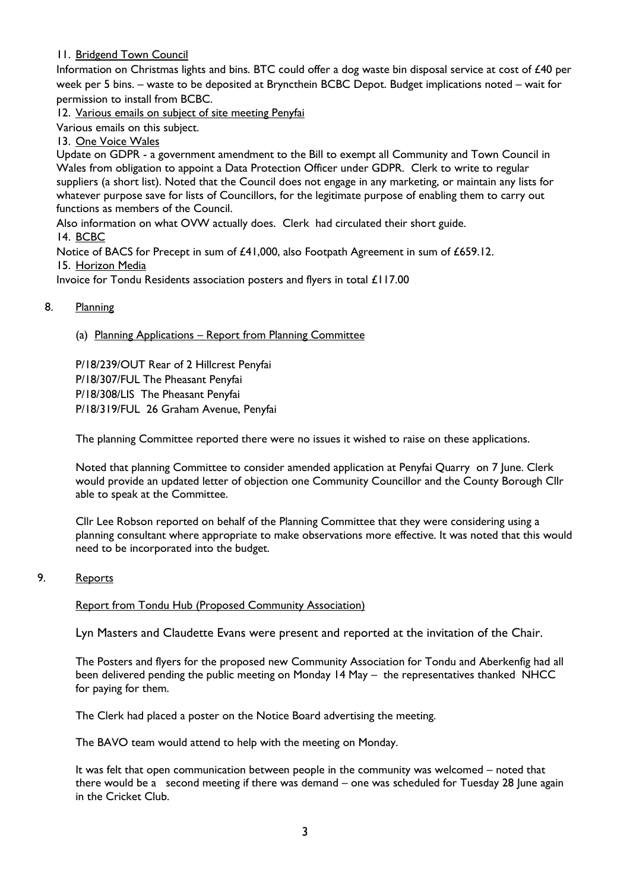11. Bridgend Town Council

Information on Christmas lights and bins. BTC could offer a dog waste bin disposal service at cost of £40 per week per 5 bins. – waste to be deposited at Bryncthein BCBC Depot. Budget implications noted – wait for permission to install from BCBC.

12. Various emails on subject of site meeting Penyfai

Various emails on this subject.

13. One Voice Wales

Update on GDPR - a government amendment to the Bill to exempt all Community and Town Council in Wales from obligation to appoint a Data Protection Officer under GDPR. Clerk to write to regular suppliers (a short list). Noted that the Council does not engage in any marketing, or maintain any lists for whatever purpose save for lists of Councillors, for the legitimate purpose of enabling them to carry out functions as members of the Council.

Also information on what OVW actually does. Clerk had circulated their short guide.

14. BCBC

Notice of BACS for Precept in sum of £41,000, also Footpath Agreement in sum of £659.12.

15. Horizon Media

Invoice for Tondu Residents association posters and flyers in total £117.00

## 8. Planning

(a) Planning Applications – Report from Planning Committee

P/18/239/OUT Rear of 2 Hillcrest Penyfai
P/18/307/FUL The Pheasant Penyfai
P/18/308/LIS The Pheasant Penyfai
P/18/319/FUL 26 Graham Avenue, Penyfai

The planning Committee reported there were no issues it wished to raise on these applications.

Noted that planning Committee to consider amended application at Penyfai Quarry on 7 June. Clerk would provide an updated letter of objection one Community Councillor and the County Borough Cllr able to speak at the Committee.

Cllr Lee Robson reported on behalf of the Planning Committee that they were considering using a planning consultant where appropriate to make observations more effective. It was noted that this would need to be incorporated into the budget.

## 9. Reports

Report from Tondu Hub (Proposed Community Association)

Lyn Masters and Claudette Evans were present and reported at the invitation of the Chair.

The Posters and flyers for the proposed new Community Association for Tondu and Aberkenfig had all been delivered pending the public meeting on Monday 14 May – the representatives thanked NHCC for paying for them.

The Clerk had placed a poster on the Notice Board advertising the meeting.

The BAVO team would attend to help with the meeting on Monday.

It was felt that open communication between people in the community was welcomed – noted that there would be a second meeting if there was demand – one was scheduled for Tuesday 28 June again in the Cricket Club.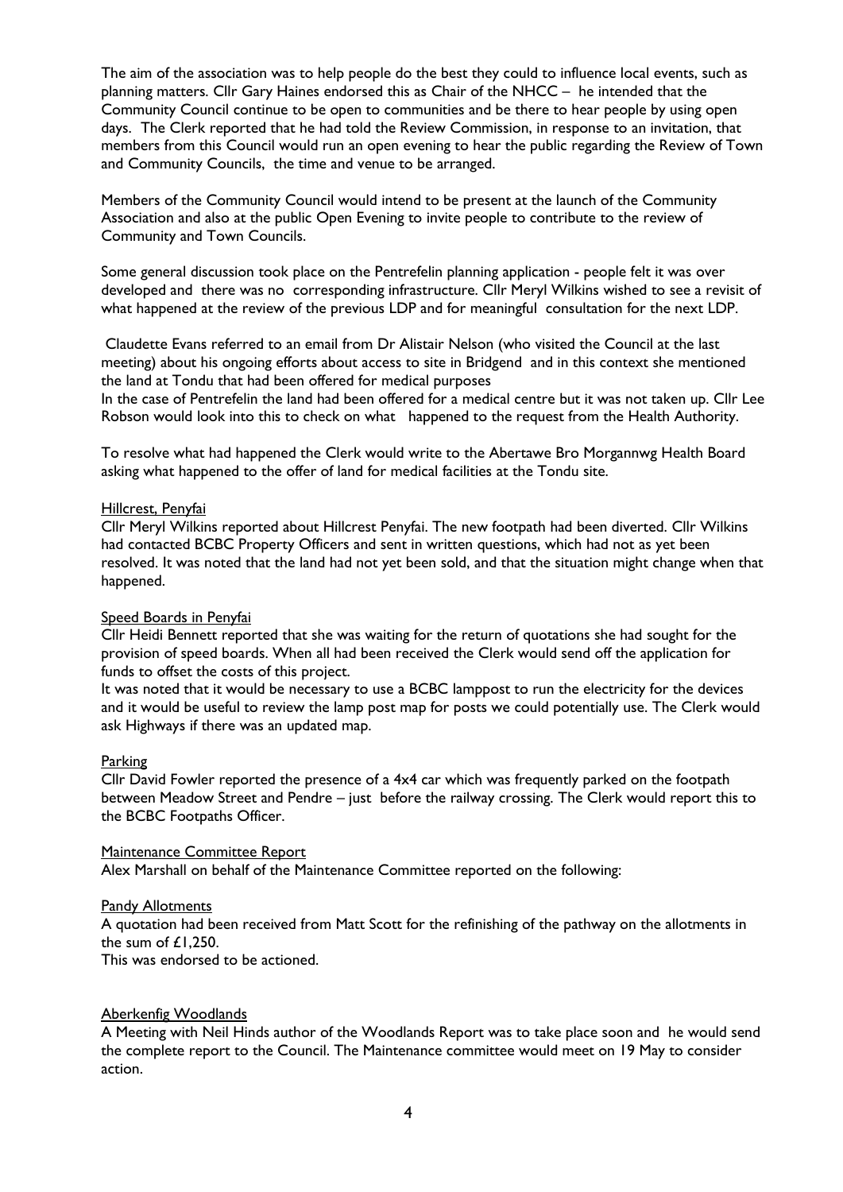The aim of the association was to help people do the best they could to influence local events, such as planning matters. Cllr Gary Haines endorsed this as Chair of the NHCC – he intended that the Community Council continue to be open to communities and be there to hear people by using open days. The Clerk reported that he had told the Review Commission, in response to an invitation, that members from this Council would run an open evening to hear the public regarding the Review of Town and Community Councils, the time and venue to be arranged.

Members of the Community Council would intend to be present at the launch of the Community Association and also at the public Open Evening to invite people to contribute to the review of Community and Town Councils.

Some general discussion took place on the Pentrefelin planning application - people felt it was over developed and there was no corresponding infrastructure. Cllr Meryl Wilkins wished to see a revisit of what happened at the review of the previous LDP and for meaningful consultation for the next LDP.

Claudette Evans referred to an email from Dr Alistair Nelson (who visited the Council at the last meeting) about his ongoing efforts about access to site in Bridgend and in this context she mentioned the land at Tondu that had been offered for medical purposes

In the case of Pentrefelin the land had been offered for a medical centre but it was not taken up. Cllr Lee Robson would look into this to check on what happened to the request from the Health Authority.

To resolve what had happened the Clerk would write to the Abertawe Bro Morgannwg Health Board asking what happened to the offer of land for medical facilities at the Tondu site.

<u>Hillcrest, Penyfai</u>

Cllr Meryl Wilkins reported about Hillcrest Penyfai. The new footpath had been diverted. Cllr Wilkins had contacted BCBC Property Officers and sent in written questions, which had not as yet been resolved. It was noted that the land had not yet been sold, and that the situation might change when that happened.

<u>Speed Boards in Penyfai</u>

Cllr Heidi Bennett reported that she was waiting for the return of quotations she had sought for the provision of speed boards. When all had been received the Clerk would send off the application for funds to offset the costs of this project.

It was noted that it would be necessary to use a BCBC lamppost to run the electricity for the devices and it would be useful to review the lamp post map for posts we could potentially use. The Clerk would ask Highways if there was an updated map.

<u>Parking</u>

Cllr David Fowler reported the presence of a 4x4 car which was frequently parked on the footpath between Meadow Street and Pendre – just before the railway crossing. The Clerk would report this to the BCBC Footpaths Officer.

<u>Maintenance Committee Report</u>

Alex Marshall on behalf of the Maintenance Committee reported on the following:

<u>Pandy Allotments</u>

A quotation had been received from Matt Scott for the refinishing of the pathway on the allotments in the sum of £1,250.

This was endorsed to be actioned.

<u>Aberkenfig Woodlands</u>

A Meeting with Neil Hinds author of the Woodlands Report was to take place soon and he would send the complete report to the Council. The Maintenance committee would meet on 19 May to consider action.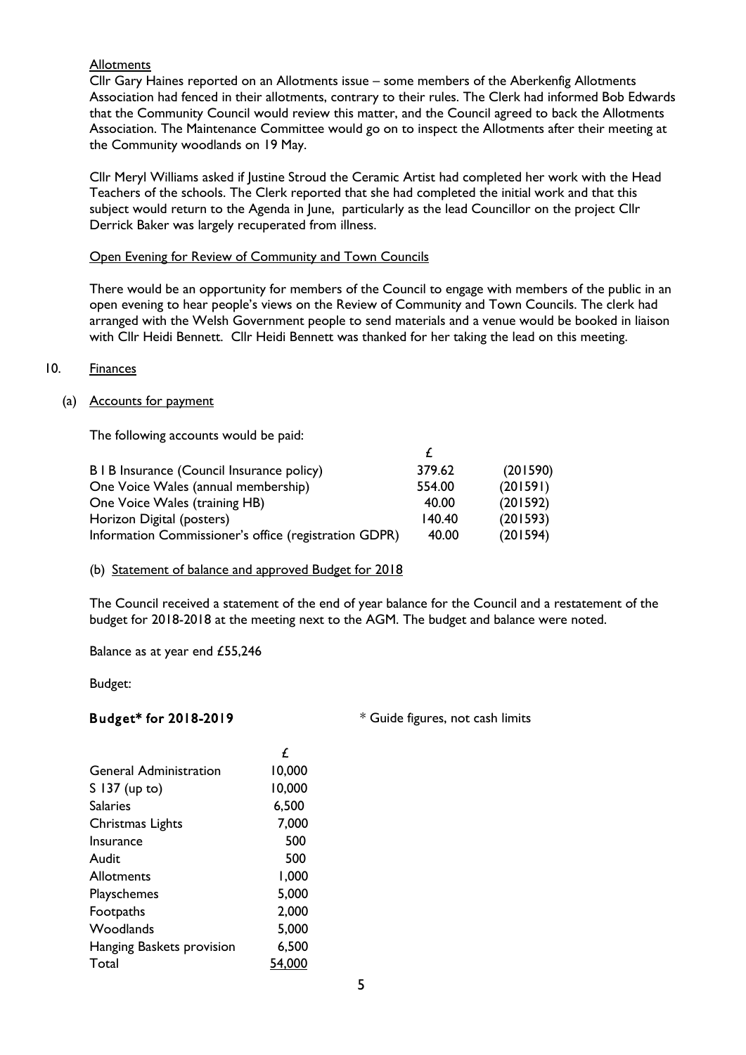Allotments

Cllr Gary Haines reported on an Allotments issue – some members of the Aberkenfig Allotments Association had fenced in their allotments, contrary to their rules. The Clerk had informed Bob Edwards that the Community Council would review this matter, and the Council agreed to back the Allotments Association. The Maintenance Committee would go on to inspect the Allotments after their meeting at the Community woodlands on 19 May.

Cllr Meryl Williams asked if Justine Stroud the Ceramic Artist had completed her work with the Head Teachers of the schools. The Clerk reported that she had completed the initial work and that this subject would return to the Agenda in June, particularly as the lead Councillor on the project Cllr Derrick Baker was largely recuperated from illness.

Open Evening for Review of Community and Town Councils

There would be an opportunity for members of the Council to engage with members of the public in an open evening to hear people's views on the Review of Community and Town Councils. The clerk had arranged with the Welsh Government people to send materials and a venue would be booked in liaison with Cllr Heidi Bennett. Cllr Heidi Bennett was thanked for her taking the lead on this meeting.

10. Finances

(a) Accounts for payment

The following accounts would be paid:

| | £ | |
|---|---|---|
| B I B Insurance (Council Insurance policy) | 379.62 | (201590) |
| One Voice Wales (annual membership) | 554.00 | (201591) |
| One Voice Wales (training HB) | 40.00 | (201592) |
| Horizon Digital (posters) | 140.40 | (201593) |
| Information Commissioner's office (registration GDPR) | 40.00 | (201594) |

(b) Statement of balance and approved Budget for 2018

The Council received a statement of the end of year balance for the Council and a restatement of the budget for 2018-2018 at the meeting next to the AGM. The budget and balance were noted.

Balance as at year end £55,246

Budget:

**Budget* for 2018-2019** * Guide figures, not cash limits

| | £ |
|---|---|
| General Administration | 10,000 |
| S 137 (up to) | 10,000 |
| Salaries | 6,500 |
| Christmas Lights | 7,000 |
| Insurance | 500 |
| Audit | 500 |
| Allotments | 1,000 |
| Playschemes | 5,000 |
| Footpaths | 2,000 |
| Woodlands | 5,000 |
| Hanging Baskets provision | 6,500 |
| Total | 54,000 |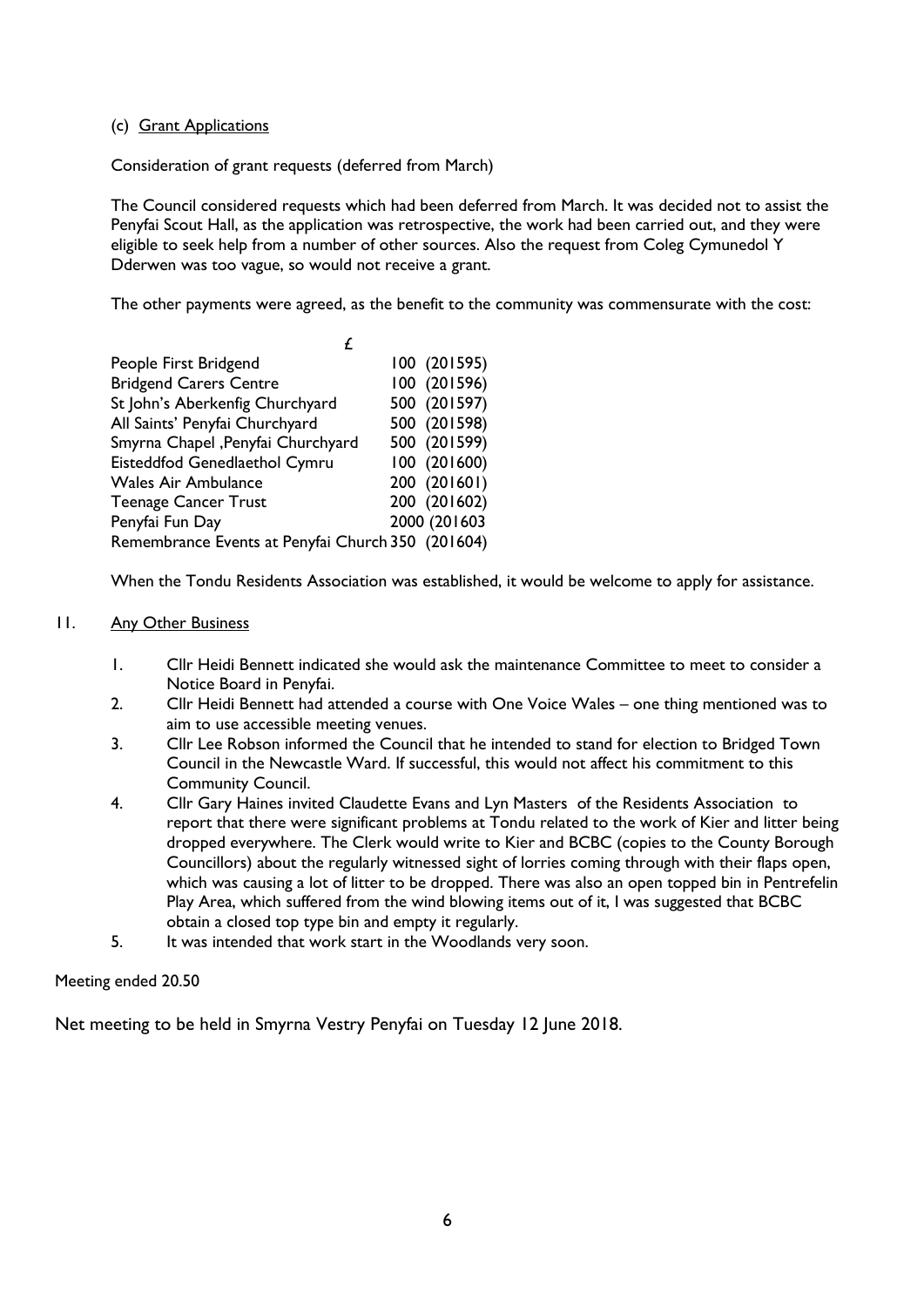(c) Grant Applications

Consideration of grant requests (deferred from March)

The Council considered requests which had been deferred from March. It was decided not to assist the Penyfai Scout Hall, as the application was retrospective, the work had been carried out, and they were eligible to seek help from a number of other sources. Also the request from Coleg Cymunedol Y Dderwen was too vague, so would not receive a grant.

The other payments were agreed, as the benefit to the community was commensurate with the cost:

| | £ |
|---|---|
| People First Bridgend | 100 (201595) |
| Bridgend Carers Centre | 100 (201596) |
| St John's Aberkenfig Churchyard | 500 (201597) |
| All Saints' Penyfai Churchyard | 500 (201598) |
| Smyrna Chapel ,Penyfai Churchyard | 500 (201599) |
| Eisteddfod Genedlaethol Cymru | 100 (201600) |
| Wales Air Ambulance | 200 (201601) |
| Teenage Cancer Trust | 200 (201602) |
| Penyfai Fun Day | 2000 (201603 |
| Remembrance Events at Penyfai Church | 350 (201604) |

When the Tondu Residents Association was established, it would be welcome to apply for assistance.

11. Any Other Business

1. Cllr Heidi Bennett indicated she would ask the maintenance Committee to meet to consider a Notice Board in Penyfai.
2. Cllr Heidi Bennett had attended a course with One Voice Wales – one thing mentioned was to aim to use accessible meeting venues.
3. Cllr Lee Robson informed the Council that he intended to stand for election to Bridged Town Council in the Newcastle Ward. If successful, this would not affect his commitment to this Community Council.
4. Cllr Gary Haines invited Claudette Evans and Lyn Masters of the Residents Association to report that there were significant problems at Tondu related to the work of Kier and litter being dropped everywhere. The Clerk would write to Kier and BCBC (copies to the County Borough Councillors) about the regularly witnessed sight of lorries coming through with their flaps open, which was causing a lot of litter to be dropped. There was also an open topped bin in Pentrefelin Play Area, which suffered from the wind blowing items out of it, I was suggested that BCBC obtain a closed top type bin and empty it regularly.
5. It was intended that work start in the Woodlands very soon.

Meeting ended 20.50

Net meeting to be held in Smyrna Vestry Penyfai on Tuesday 12 June 2018.